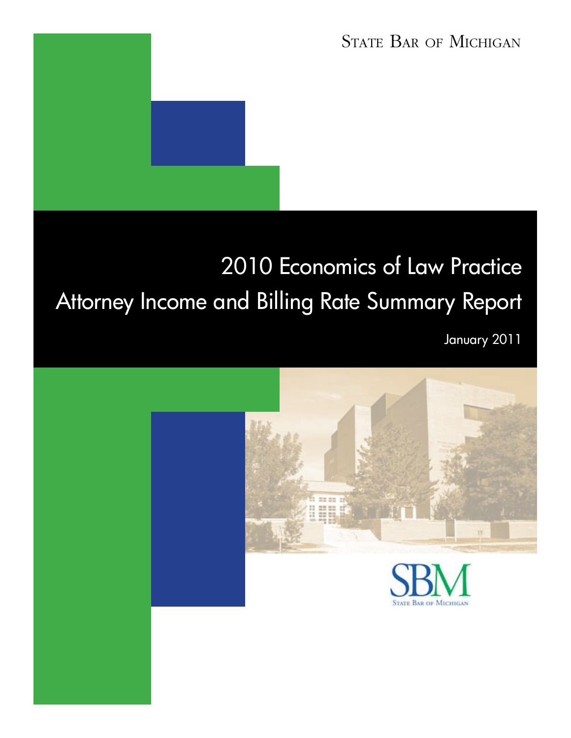State Bar of Michigan

# 2010 Economics of Law Practice

# Attorney Income and Billing Rate Summary Report

January 2011

SBM

State Bar of Michigan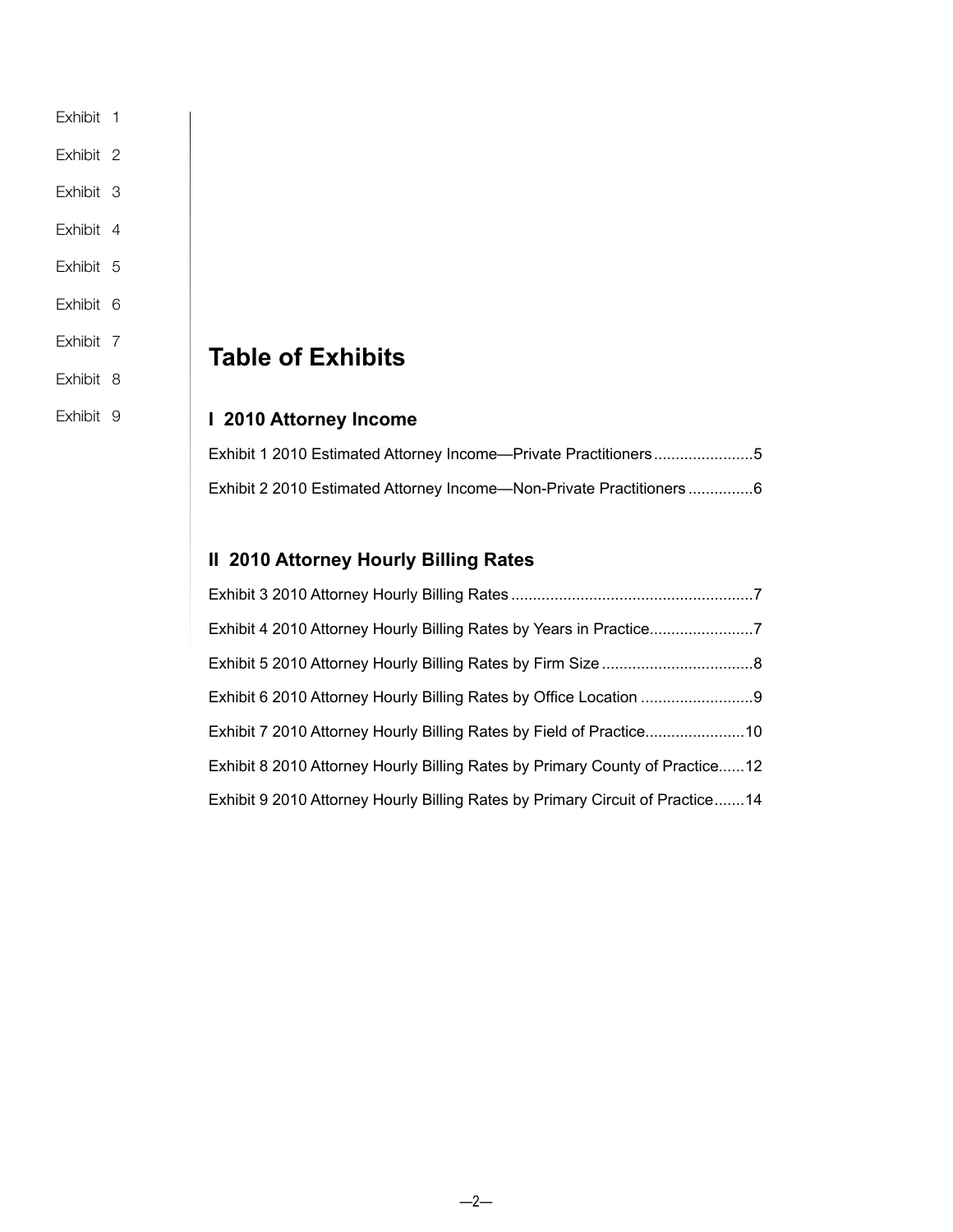# Table of Exhibits

## I 2010 Attorney Income

Exhibit 1 2010 Estimated Attorney Income—Private Practitioners.......................5

Exhibit 2 2010 Estimated Attorney Income—Non-Private Practitioners ...............6

## II 2010 Attorney Hourly Billing Rates

Exhibit 3 2010 Attorney Hourly Billing Rates........................................................7

Exhibit 4 2010 Attorney Hourly Billing Rates by Years in Practice........................7

Exhibit 5 2010 Attorney Hourly Billing Rates by Firm Size ...................................8

Exhibit 6 2010 Attorney Hourly Billing Rates by Office Location ..........................9

Exhibit 7 2010 Attorney Hourly Billing Rates by Field of Practice.......................10

Exhibit 8 2010 Attorney Hourly Billing Rates by Primary County of Practice......12

Exhibit 9 2010 Attorney Hourly Billing Rates by Primary Circuit of Practice.......14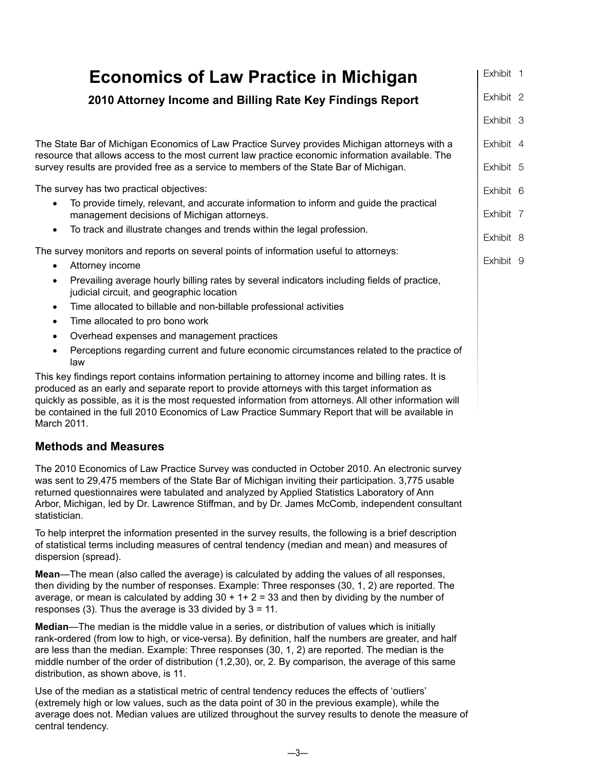# Economics of Law Practice in Michigan

### 2010 Attorney Income and Billing Rate Key Findings Report

The State Bar of Michigan Economics of Law Practice Survey provides Michigan attorneys with a resource that allows access to the most current law practice economic information available. The survey results are provided free as a service to members of the State Bar of Michigan.

The survey has two practical objectives:

- To provide timely, relevant, and accurate information to inform and guide the practical management decisions of Michigan attorneys.
- To track and illustrate changes and trends within the legal profession.

The survey monitors and reports on several points of information useful to attorneys:

- Attorney income
- Prevailing average hourly billing rates by several indicators including fields of practice, judicial circuit, and geographic location
- Time allocated to billable and non-billable professional activities
- Time allocated to pro bono work
- Overhead expenses and management practices
- Perceptions regarding current and future economic circumstances related to the practice of law

This key findings report contains information pertaining to attorney income and billing rates. It is produced as an early and separate report to provide attorneys with this target information as quickly as possible, as it is the most requested information from attorneys. All other information will be contained in the full 2010 Economics of Law Practice Summary Report that will be available in March 2011.

## Methods and Measures

The 2010 Economics of Law Practice Survey was conducted in October 2010. An electronic survey was sent to 29,475 members of the State Bar of Michigan inviting their participation. 3,775 usable returned questionnaires were tabulated and analyzed by Applied Statistics Laboratory of Ann Arbor, Michigan, led by Dr. Lawrence Stiffman, and by Dr. James McComb, independent consultant statistician.

To help interpret the information presented in the survey results, the following is a brief description of statistical terms including measures of central tendency (median and mean) and measures of dispersion (spread).

**Mean**—The mean (also called the average) is calculated by adding the values of all responses, then dividing by the number of responses. Example: Three responses (30, 1, 2) are reported. The average, or mean is calculated by adding 30 + 1+ 2 = 33 and then by dividing by the number of responses (3). Thus the average is 33 divided by 3 = 11.

**Median**—The median is the middle value in a series, or distribution of values which is initially rank-ordered (from low to high, or vice-versa). By definition, half the numbers are greater, and half are less than the median. Example: Three responses (30, 1, 2) are reported. The median is the middle number of the order of distribution (1,2,30), or, 2. By comparison, the average of this same distribution, as shown above, is 11.

Use of the median as a statistical metric of central tendency reduces the effects of 'outliers' (extremely high or low values, such as the data point of 30 in the previous example), while the average does not. Median values are utilized throughout the survey results to denote the measure of central tendency.

Exhibit 1

Exhibit 2

Exhibit 3

Exhibit 4

Exhibit 5

Exhibit 6

Exhibit 7

Exhibit 8

Exhibit 9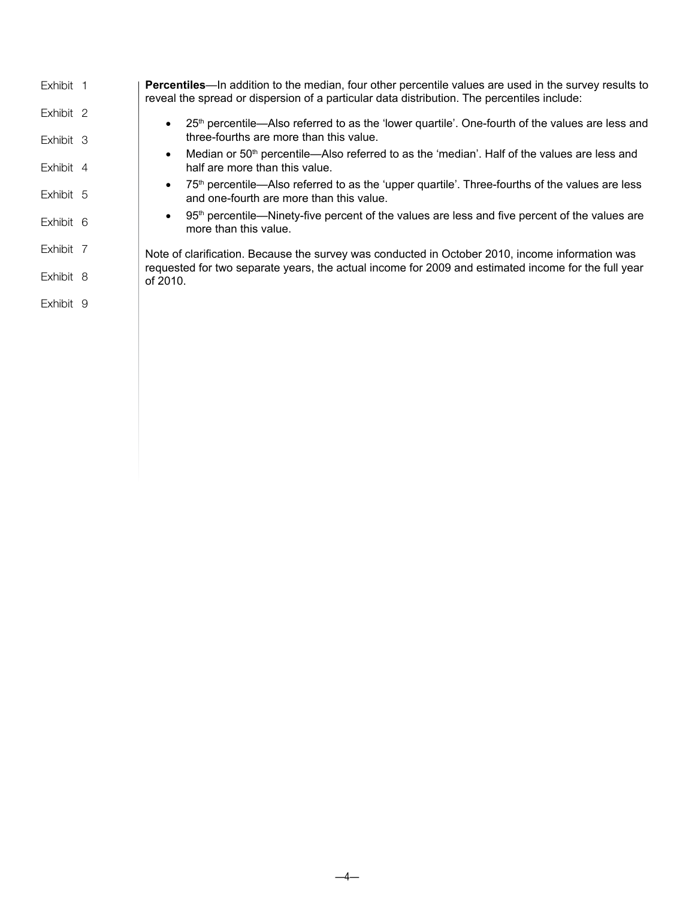**Percentiles**—In addition to the median, four other percentile values are used in the survey results to reveal the spread or dispersion of a particular data distribution. The percentiles include:

- 25th percentile—Also referred to as the 'lower quartile'. One-fourth of the values are less and three-fourths are more than this value.
- Median or 50th percentile—Also referred to as the 'median'. Half of the values are less and half are more than this value.
- 75th percentile—Also referred to as the 'upper quartile'. Three-fourths of the values are less and one-fourth are more than this value.
- 95th percentile—Ninety-five percent of the values are less and five percent of the values are more than this value.

Note of clarification. Because the survey was conducted in October 2010, income information was requested for two separate years, the actual income for 2009 and estimated income for the full year of 2010.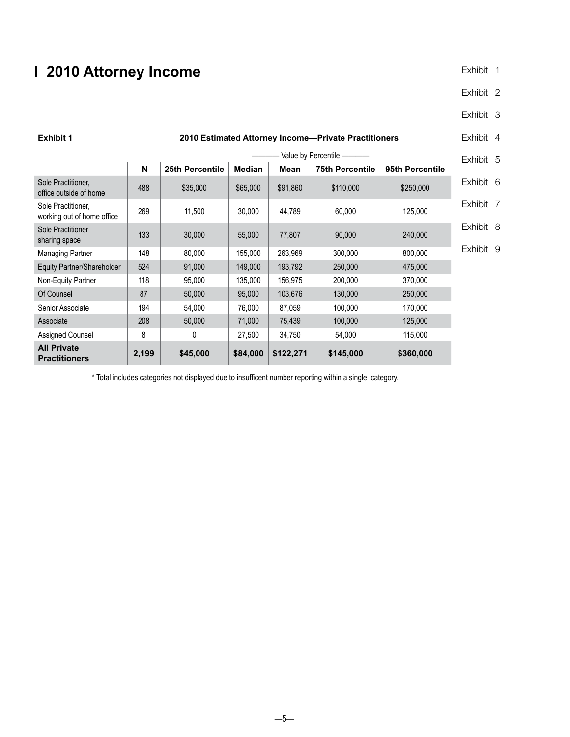# I 2010 Attorney Income

**Exhibit 1** **2010 Estimated Attorney Income—Private Practitioners**

| | | Value by Percentile | | | | |
|---|---|---|---|---|---|---|
| | **N** | **25th Percentile** | **Median** | **Mean** | **75th Percentile** | **95th Percentile** |
| Sole Practitioner, office outside of home | 488 | $35,000 | $65,000 | $91,860 | $110,000 | $250,000 |
| Sole Practitioner, working out of home office | 269 | 11,500 | 30,000 | 44,789 | 60,000 | 125,000 |
| Sole Practitioner sharing space | 133 | 30,000 | 55,000 | 77,807 | 90,000 | 240,000 |
| Managing Partner | 148 | 80,000 | 155,000 | 263,969 | 300,000 | 800,000 |
| Equity Partner/Shareholder | 524 | 91,000 | 149,000 | 193,792 | 250,000 | 475,000 |
| Non-Equity Partner | 118 | 95,000 | 135,000 | 156,975 | 200,000 | 370,000 |
| Of Counsel | 87 | 50,000 | 95,000 | 103,676 | 130,000 | 250,000 |
| Senior Associate | 194 | 54,000 | 76,000 | 87,059 | 100,000 | 170,000 |
| Associate | 208 | 50,000 | 71,000 | 75,439 | 100,000 | 125,000 |
| Assigned Counsel | 8 | 0 | 27,500 | 34,750 | 54,000 | 115,000 |
| **All Private Practitioners** | **2,199** | **$45,000** | **$84,000** | **$122,271** | **$145,000** | **$360,000** |

* Total includes categories not displayed due to insufficent number reporting within a single category.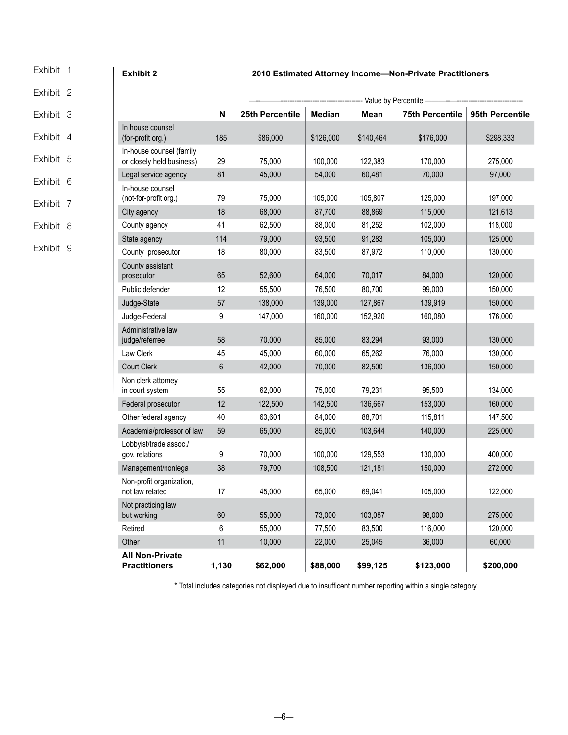Exhibit 1

Exhibit 2

Exhibit 3

Exhibit 4

Exhibit 5

Exhibit 6

Exhibit 7

Exhibit 8

Exhibit 9

**Exhibit 2** **2010 Estimated Attorney Income—Non-Private Practitioners**

| | | Value by Percentile | | | | |
|---|---|---|---|---|---|---|
| | **N** | **25th Percentile** | **Median** | **Mean** | **75th Percentile** | **95th Percentile** |
| In house counsel (for-profit org.) | 185 | $86,000 | $126,000 | $140,464 | $176,000 | $298,333 |
| In-house counsel (family or closely held business) | 29 | 75,000 | 100,000 | 122,383 | 170,000 | 275,000 |
| Legal service agency | 81 | 45,000 | 54,000 | 60,481 | 70,000 | 97,000 |
| In-house counsel (not-for-profit org.) | 79 | 75,000 | 105,000 | 105,807 | 125,000 | 197,000 |
| City agency | 18 | 68,000 | 87,700 | 88,869 | 115,000 | 121,613 |
| County agency | 41 | 62,500 | 88,000 | 81,252 | 102,000 | 118,000 |
| State agency | 114 | 79,000 | 93,500 | 91,283 | 105,000 | 125,000 |
| County prosecutor | 18 | 80,000 | 83,500 | 87,972 | 110,000 | 130,000 |
| County assistant prosecutor | 65 | 52,600 | 64,000 | 70,017 | 84,000 | 120,000 |
| Public defender | 12 | 55,500 | 76,500 | 80,700 | 99,000 | 150,000 |
| Judge-State | 57 | 138,000 | 139,000 | 127,867 | 139,919 | 150,000 |
| Judge-Federal | 9 | 147,000 | 160,000 | 152,920 | 160,080 | 176,000 |
| Administrative law judge/referree | 58 | 70,000 | 85,000 | 83,294 | 93,000 | 130,000 |
| Law Clerk | 45 | 45,000 | 60,000 | 65,262 | 76,000 | 130,000 |
| Court Clerk | 6 | 42,000 | 70,000 | 82,500 | 136,000 | 150,000 |
| Non clerk attorney in court system | 55 | 62,000 | 75,000 | 79,231 | 95,500 | 134,000 |
| Federal prosecutor | 12 | 122,500 | 142,500 | 136,667 | 153,000 | 160,000 |
| Other federal agency | 40 | 63,601 | 84,000 | 88,701 | 115,811 | 147,500 |
| Academia/professor of law | 59 | 65,000 | 85,000 | 103,644 | 140,000 | 225,000 |
| Lobbyist/trade assoc./ gov. relations | 9 | 70,000 | 100,000 | 129,553 | 130,000 | 400,000 |
| Management/nonlegal | 38 | 79,700 | 108,500 | 121,181 | 150,000 | 272,000 |
| Non-profit organization, not law related | 17 | 45,000 | 65,000 | 69,041 | 105,000 | 122,000 |
| Not practicing law but working | 60 | 55,000 | 73,000 | 103,087 | 98,000 | 275,000 |
| Retired | 6 | 55,000 | 77,500 | 83,500 | 116,000 | 120,000 |
| Other | 11 | 10,000 | 22,000 | 25,045 | 36,000 | 60,000 |
| **All Non-Private Practitioners** | **1,130** | **$62,000** | **$88,000** | **$99,125** | **$123,000** | **$200,000** |

* Total includes categories not displayed due to insufficent number reporting within a single category.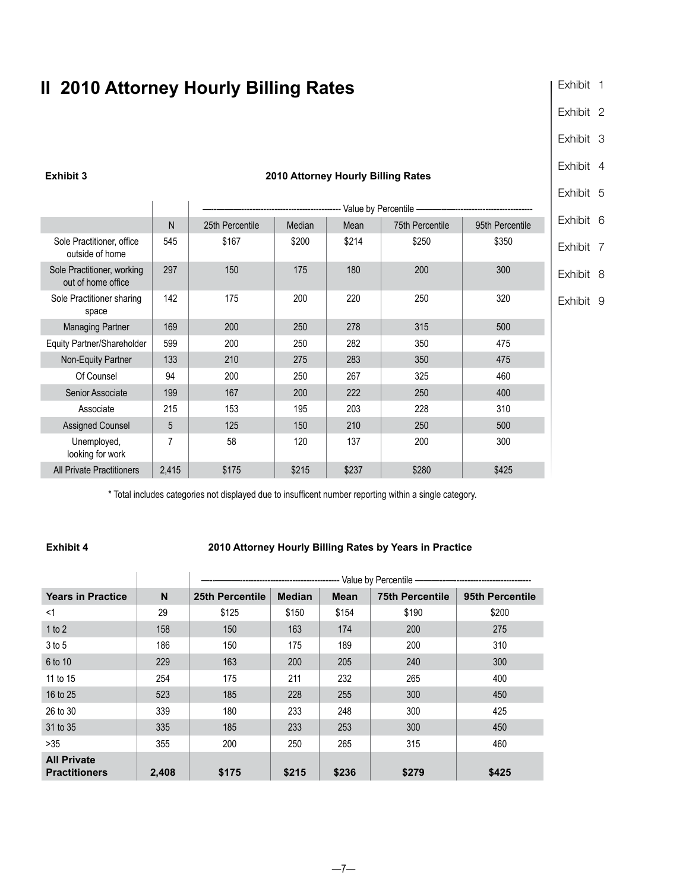# II 2010 Attorney Hourly Billing Rates

**Exhibit 3** **2010 Attorney Hourly Billing Rates**

| | | Value by Percentile | | | | |
|---|---|---|---|---|---|---|
| | N | 25th Percentile | Median | Mean | 75th Percentile | 95th Percentile |
| Sole Practitioner, office outside of home | 545 | $167 | $200 | $214 | $250 | $350 |
| Sole Practitioner, working out of home office | 297 | 150 | 175 | 180 | 200 | 300 |
| Sole Practitioner sharing space | 142 | 175 | 200 | 220 | 250 | 320 |
| Managing Partner | 169 | 200 | 250 | 278 | 315 | 500 |
| Equity Partner/Shareholder | 599 | 200 | 250 | 282 | 350 | 475 |
| Non-Equity Partner | 133 | 210 | 275 | 283 | 350 | 475 |
| Of Counsel | 94 | 200 | 250 | 267 | 325 | 460 |
| Senior Associate | 199 | 167 | 200 | 222 | 250 | 400 |
| Associate | 215 | 153 | 195 | 203 | 228 | 310 |
| Assigned Counsel | 5 | 125 | 150 | 210 | 250 | 500 |
| Unemployed, looking for work | 7 | 58 | 120 | 137 | 200 | 300 |
| All Private Practitioners | 2,415 | $175 | $215 | $237 | $280 | $425 |

\* Total includes categories not displayed due to insufficent number reporting within a single category.

**Exhibit 4** **2010 Attorney Hourly Billing Rates by Years in Practice**

| | | Value by Percentile | | | | |
|---|---|---|---|---|---|---|
| **Years in Practice** | **N** | **25th Percentile** | **Median** | **Mean** | **75th Percentile** | **95th Percentile** |
| <1 | 29 | $125 | $150 | $154 | $190 | $200 |
| 1 to 2 | 158 | 150 | 163 | 174 | 200 | 275 |
| 3 to 5 | 186 | 150 | 175 | 189 | 200 | 310 |
| 6 to 10 | 229 | 163 | 200 | 205 | 240 | 300 |
| 11 to 15 | 254 | 175 | 211 | 232 | 265 | 400 |
| 16 to 25 | 523 | 185 | 228 | 255 | 300 | 450 |
| 26 to 30 | 339 | 180 | 233 | 248 | 300 | 425 |
| 31 to 35 | 335 | 185 | 233 | 253 | 300 | 450 |
| >35 | 355 | 200 | 250 | 265 | 315 | 460 |
| **All Private Practitioners** | **2,408** | **$175** | **$215** | **$236** | **$279** | **$425** |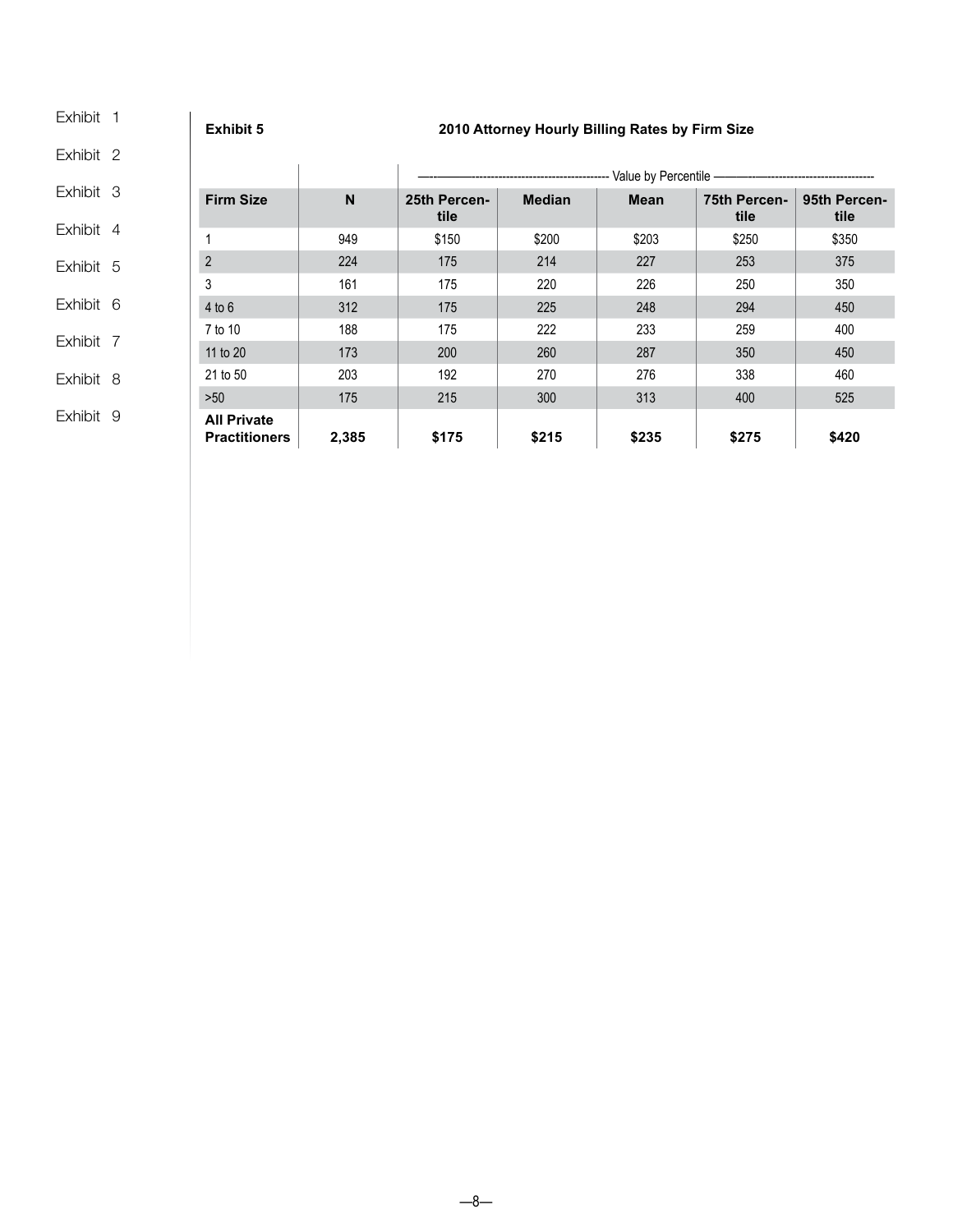**Exhibit 5** **2010 Attorney Hourly Billing Rates by Firm Size**

| | | Value by Percentile | | | | |
|---|---|---|---|---|---|---|
| **Firm Size** | **N** | **25th Percentile** | **Median** | **Mean** | **75th Percentile** | **95th Percentile** |
| 1 | 949 | $150 | $200 | $203 | $250 | $350 |
| 2 | 224 | 175 | 214 | 227 | 253 | 375 |
| 3 | 161 | 175 | 220 | 226 | 250 | 350 |
| 4 to 6 | 312 | 175 | 225 | 248 | 294 | 450 |
| 7 to 10 | 188 | 175 | 222 | 233 | 259 | 400 |
| 11 to 20 | 173 | 200 | 260 | 287 | 350 | 450 |
| 21 to 50 | 203 | 192 | 270 | 276 | 338 | 460 |
| >50 | 175 | 215 | 300 | 313 | 400 | 525 |
| **All Private Practitioners** | **2,385** | **$175** | **$215** | **$235** | **$275** | **$420** |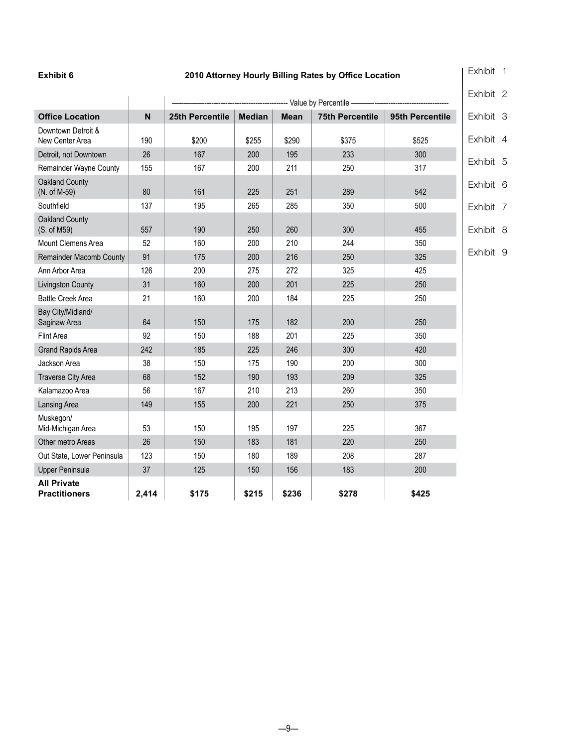**Exhibit 6**

## 2010 Attorney Hourly Billing Rates by Office Location

| | | Value by Percentile | | | | |
|---|---|---|---|---|---|---|
| **Office Location** | **N** | **25th Percentile** | **Median** | **Mean** | **75th Percentile** | **95th Percentile** |
| Downtown Detroit & New Center Area | 190 | $200 | $255 | $290 | $375 | $525 |
| Detroit, not Downtown | 26 | 167 | 200 | 195 | 233 | 300 |
| Remainder Wayne County | 155 | 167 | 200 | 211 | 250 | 317 |
| Oakland County (N. of M-59) | 80 | 161 | 225 | 251 | 289 | 542 |
| Southfield | 137 | 195 | 265 | 285 | 350 | 500 |
| Oakland County (S. of M59) | 557 | 190 | 250 | 260 | 300 | 455 |
| Mount Clemens Area | 52 | 160 | 200 | 210 | 244 | 350 |
| Remainder Macomb County | 91 | 175 | 200 | 216 | 250 | 325 |
| Ann Arbor Area | 126 | 200 | 275 | 272 | 325 | 425 |
| Livingston County | 31 | 160 | 200 | 201 | 225 | 250 |
| Battle Creek Area | 21 | 160 | 200 | 184 | 225 | 250 |
| Bay City/Midland/ Saginaw Area | 64 | 150 | 175 | 182 | 200 | 250 |
| Flint Area | 92 | 150 | 188 | 201 | 225 | 350 |
| Grand Rapids Area | 242 | 185 | 225 | 246 | 300 | 420 |
| Jackson Area | 38 | 150 | 175 | 190 | 200 | 300 |
| Traverse City Area | 68 | 152 | 190 | 193 | 209 | 325 |
| Kalamazoo Area | 56 | 167 | 210 | 213 | 260 | 350 |
| Lansing Area | 149 | 155 | 200 | 221 | 250 | 375 |
| Muskegon/ Mid-Michigan Area | 53 | 150 | 195 | 197 | 225 | 367 |
| Other metro Areas | 26 | 150 | 183 | 181 | 220 | 250 |
| Out State, Lower Peninsula | 123 | 150 | 180 | 189 | 208 | 287 |
| Upper Peninsula | 37 | 125 | 150 | 156 | 183 | 200 |
| **All Private Practitioners** | **2,414** | **$175** | **$215** | **$236** | **$278** | **$425** |

Exhibit 1
Exhibit 2
Exhibit 3
Exhibit 4
Exhibit 5
Exhibit 6
Exhibit 7
Exhibit 8
Exhibit 9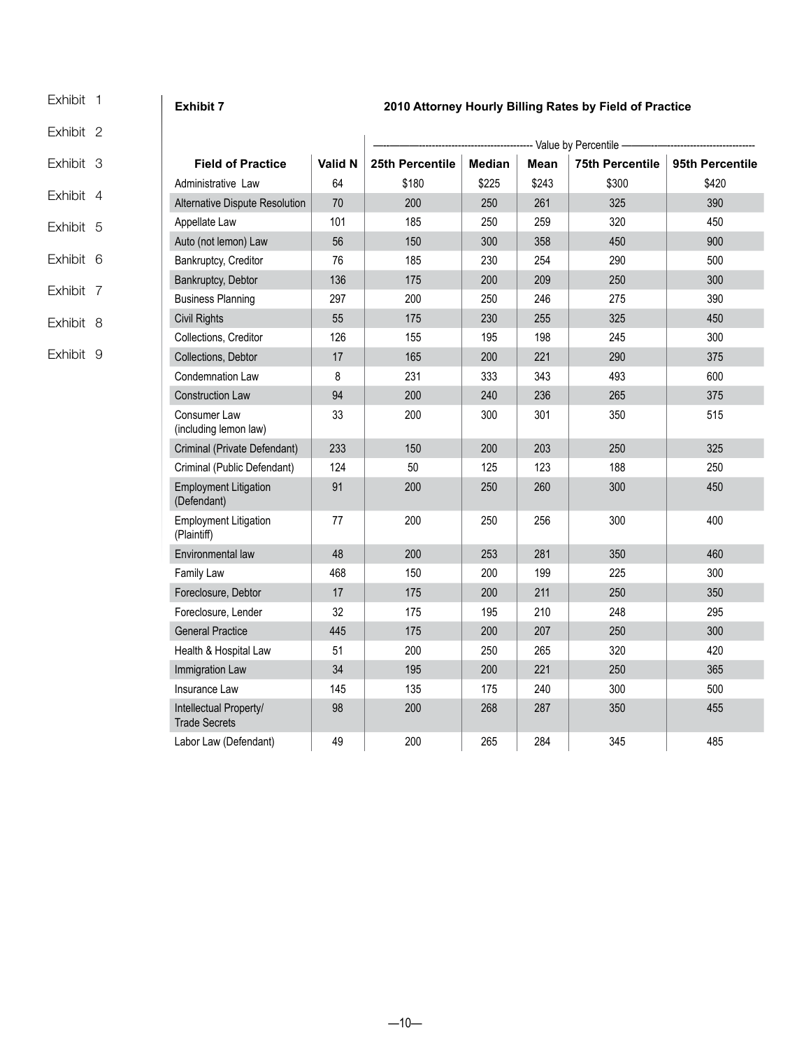**Exhibit 7** 2010 Attorney Hourly Billing Rates by Field of Practice

| Field of Practice | Valid N | 25th Percentile | Median | Mean | 75th Percentile | 95th Percentile |
|---|---|---|---|---|---|---|
| | | Value by Percentile | | | | |
| Administrative Law | 64 | $180 | $225 | $243 | $300 | $420 |
| Alternative Dispute Resolution | 70 | 200 | 250 | 261 | 325 | 390 |
| Appellate Law | 101 | 185 | 250 | 259 | 320 | 450 |
| Auto (not lemon) Law | 56 | 150 | 300 | 358 | 450 | 900 |
| Bankruptcy, Creditor | 76 | 185 | 230 | 254 | 290 | 500 |
| Bankruptcy, Debtor | 136 | 175 | 200 | 209 | 250 | 300 |
| Business Planning | 297 | 200 | 250 | 246 | 275 | 390 |
| Civil Rights | 55 | 175 | 230 | 255 | 325 | 450 |
| Collections, Creditor | 126 | 155 | 195 | 198 | 245 | 300 |
| Collections, Debtor | 17 | 165 | 200 | 221 | 290 | 375 |
| Condemnation Law | 8 | 231 | 333 | 343 | 493 | 600 |
| Construction Law | 94 | 200 | 240 | 236 | 265 | 375 |
| Consumer Law (including lemon law) | 33 | 200 | 300 | 301 | 350 | 515 |
| Criminal (Private Defendant) | 233 | 150 | 200 | 203 | 250 | 325 |
| Criminal (Public Defendant) | 124 | 50 | 125 | 123 | 188 | 250 |
| Employment Litigation (Defendant) | 91 | 200 | 250 | 260 | 300 | 450 |
| Employment Litigation (Plaintiff) | 77 | 200 | 250 | 256 | 300 | 400 |
| Environmental law | 48 | 200 | 253 | 281 | 350 | 460 |
| Family Law | 468 | 150 | 200 | 199 | 225 | 300 |
| Foreclosure, Debtor | 17 | 175 | 200 | 211 | 250 | 350 |
| Foreclosure, Lender | 32 | 175 | 195 | 210 | 248 | 295 |
| General Practice | 445 | 175 | 200 | 207 | 250 | 300 |
| Health & Hospital Law | 51 | 200 | 250 | 265 | 320 | 420 |
| Immigration Law | 34 | 195 | 200 | 221 | 250 | 365 |
| Insurance Law | 145 | 135 | 175 | 240 | 300 | 500 |
| Intellectual Property/ Trade Secrets | 98 | 200 | 268 | 287 | 350 | 455 |
| Labor Law (Defendant) | 49 | 200 | 265 | 284 | 345 | 485 |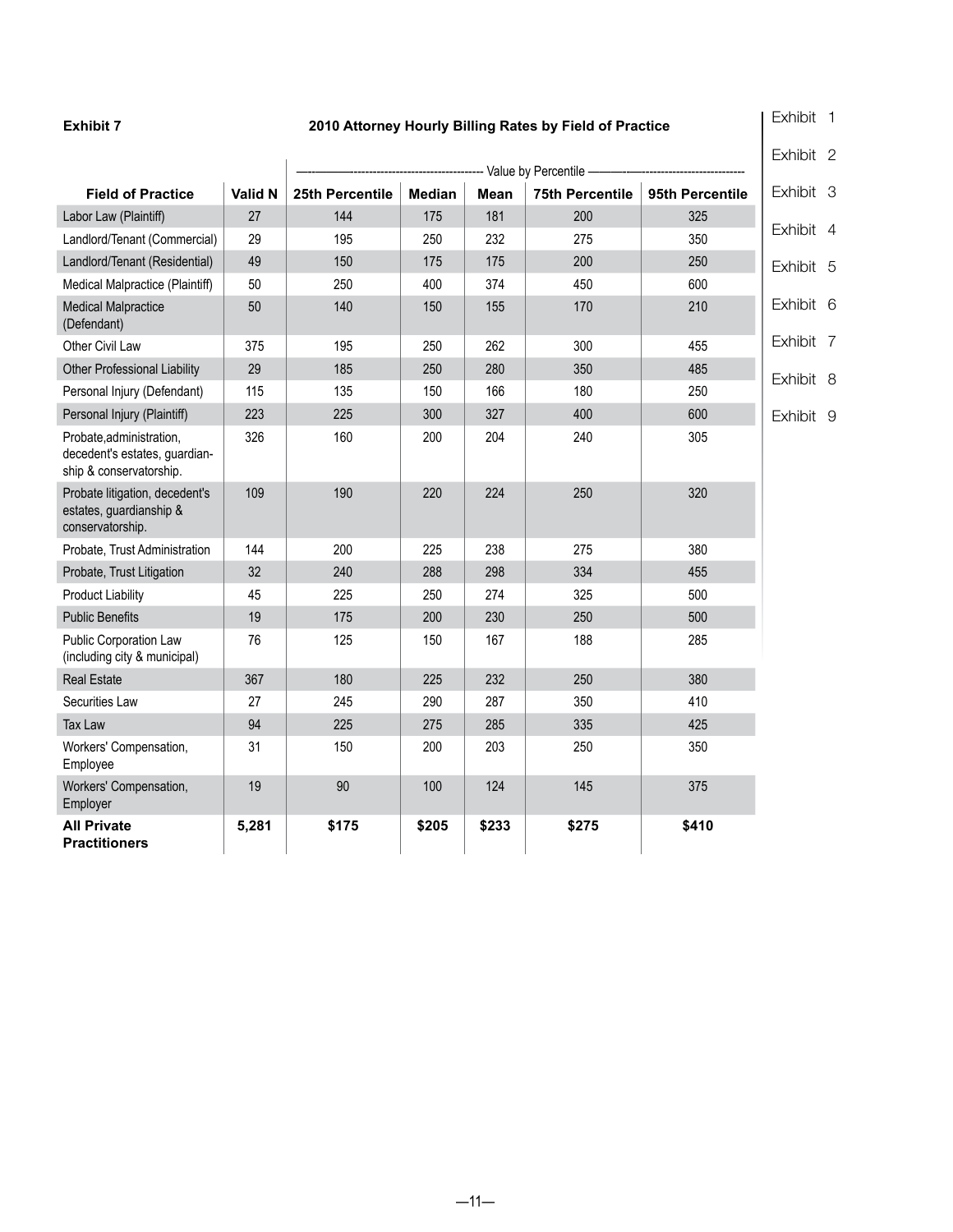**Exhibit 7**

## 2010 Attorney Hourly Billing Rates by Field of Practice

| | | Value by Percentile | | | | |
|---|---|---|---|---|---|---|
| **Field of Practice** | **Valid N** | **25th Percentile** | **Median** | **Mean** | **75th Percentile** | **95th Percentile** |
| Labor Law (Plaintiff) | 27 | 144 | 175 | 181 | 200 | 325 |
| Landlord/Tenant (Commercial) | 29 | 195 | 250 | 232 | 275 | 350 |
| Landlord/Tenant (Residential) | 49 | 150 | 175 | 175 | 200 | 250 |
| Medical Malpractice (Plaintiff) | 50 | 250 | 400 | 374 | 450 | 600 |
| Medical Malpractice (Defendant) | 50 | 140 | 150 | 155 | 170 | 210 |
| Other Civil Law | 375 | 195 | 250 | 262 | 300 | 455 |
| Other Professional Liability | 29 | 185 | 250 | 280 | 350 | 485 |
| Personal Injury (Defendant) | 115 | 135 | 150 | 166 | 180 | 250 |
| Personal Injury (Plaintiff) | 223 | 225 | 300 | 327 | 400 | 600 |
| Probate,administration, decedent's estates, guardianship & conservatorship. | 326 | 160 | 200 | 204 | 240 | 305 |
| Probate litigation, decedent's estates, guardianship & conservatorship. | 109 | 190 | 220 | 224 | 250 | 320 |
| Probate, Trust Administration | 144 | 200 | 225 | 238 | 275 | 380 |
| Probate, Trust Litigation | 32 | 240 | 288 | 298 | 334 | 455 |
| Product Liability | 45 | 225 | 250 | 274 | 325 | 500 |
| Public Benefits | 19 | 175 | 200 | 230 | 250 | 500 |
| Public Corporation Law (including city & municipal) | 76 | 125 | 150 | 167 | 188 | 285 |
| Real Estate | 367 | 180 | 225 | 232 | 250 | 380 |
| Securities Law | 27 | 245 | 290 | 287 | 350 | 410 |
| Tax Law | 94 | 225 | 275 | 285 | 335 | 425 |
| Workers' Compensation, Employee | 31 | 150 | 200 | 203 | 250 | 350 |
| Workers' Compensation, Employer | 19 | 90 | 100 | 124 | 145 | 375 |
| **All Private Practitioners** | **5,281** | **$175** | **$205** | **$233** | **$275** | **$410** |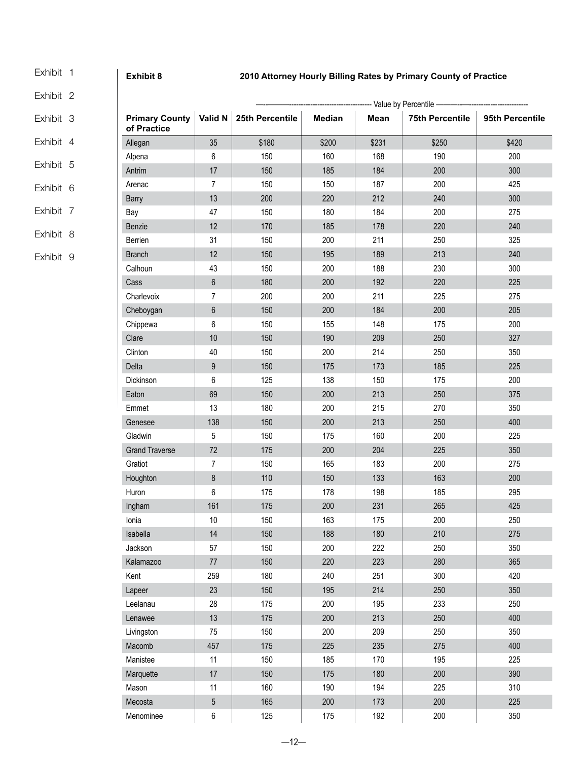Exhibit 1

Exhibit 2

Exhibit 3

Exhibit 4

Exhibit 5

Exhibit 6

Exhibit 7

Exhibit 8

Exhibit 9

**Exhibit 8** **2010 Attorney Hourly Billing Rates by Primary County of Practice**

| | | Value by Percentile | | | | |
|---|---|---|---|---|---|---|
| **Primary County of Practice** | **Valid N** | **25th Percentile** | **Median** | **Mean** | **75th Percentile** | **95th Percentile** |
| Allegan | 35 | $180 | $200 | $231 | $250 | $420 |
| Alpena | 6 | 150 | 160 | 168 | 190 | 200 |
| Antrim | 17 | 150 | 185 | 184 | 200 | 300 |
| Arenac | 7 | 150 | 150 | 187 | 200 | 425 |
| Barry | 13 | 200 | 220 | 212 | 240 | 300 |
| Bay | 47 | 150 | 180 | 184 | 200 | 275 |
| Benzie | 12 | 170 | 185 | 178 | 220 | 240 |
| Berrien | 31 | 150 | 200 | 211 | 250 | 325 |
| Branch | 12 | 150 | 195 | 189 | 213 | 240 |
| Calhoun | 43 | 150 | 200 | 188 | 230 | 300 |
| Cass | 6 | 180 | 200 | 192 | 220 | 225 |
| Charlevoix | 7 | 200 | 200 | 211 | 225 | 275 |
| Cheboygan | 6 | 150 | 200 | 184 | 200 | 205 |
| Chippewa | 6 | 150 | 155 | 148 | 175 | 200 |
| Clare | 10 | 150 | 190 | 209 | 250 | 327 |
| Clinton | 40 | 150 | 200 | 214 | 250 | 350 |
| Delta | 9 | 150 | 175 | 173 | 185 | 225 |
| Dickinson | 6 | 125 | 138 | 150 | 175 | 200 |
| Eaton | 69 | 150 | 200 | 213 | 250 | 375 |
| Emmet | 13 | 180 | 200 | 215 | 270 | 350 |
| Genesee | 138 | 150 | 200 | 213 | 250 | 400 |
| Gladwin | 5 | 150 | 175 | 160 | 200 | 225 |
| Grand Traverse | 72 | 175 | 200 | 204 | 225 | 350 |
| Gratiot | 7 | 150 | 165 | 183 | 200 | 275 |
| Houghton | 8 | 110 | 150 | 133 | 163 | 200 |
| Huron | 6 | 175 | 178 | 198 | 185 | 295 |
| Ingham | 161 | 175 | 200 | 231 | 265 | 425 |
| Ionia | 10 | 150 | 163 | 175 | 200 | 250 |
| Isabella | 14 | 150 | 188 | 180 | 210 | 275 |
| Jackson | 57 | 150 | 200 | 222 | 250 | 350 |
| Kalamazoo | 77 | 150 | 220 | 223 | 280 | 365 |
| Kent | 259 | 180 | 240 | 251 | 300 | 420 |
| Lapeer | 23 | 150 | 195 | 214 | 250 | 350 |
| Leelanau | 28 | 175 | 200 | 195 | 233 | 250 |
| Lenawee | 13 | 175 | 200 | 213 | 250 | 400 |
| Livingston | 75 | 150 | 200 | 209 | 250 | 350 |
| Macomb | 457 | 175 | 225 | 235 | 275 | 400 |
| Manistee | 11 | 150 | 185 | 170 | 195 | 225 |
| Marquette | 17 | 150 | 175 | 180 | 200 | 390 |
| Mason | 11 | 160 | 190 | 194 | 225 | 310 |
| Mecosta | 5 | 165 | 200 | 173 | 200 | 225 |
| Menominee | 6 | 125 | 175 | 192 | 200 | 350 |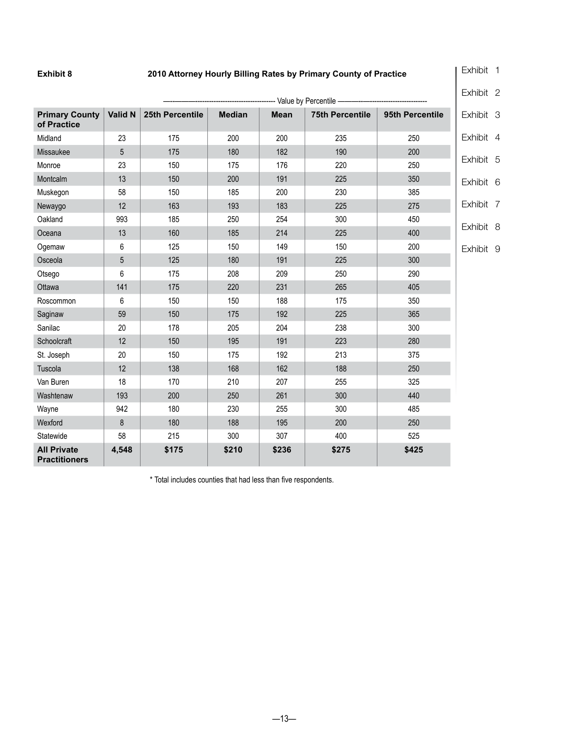**Exhibit 8** **2010 Attorney Hourly Billing Rates by Primary County of Practice**

| | | Value by Percentile | | | | |
|---|---|---|---|---|---|---|
| **Primary County of Practice** | **Valid N** | **25th Percentile** | **Median** | **Mean** | **75th Percentile** | **95th Percentile** |
| Midland | 23 | 175 | 200 | 200 | 235 | 250 |
| Missaukee | 5 | 175 | 180 | 182 | 190 | 200 |
| Monroe | 23 | 150 | 175 | 176 | 220 | 250 |
| Montcalm | 13 | 150 | 200 | 191 | 225 | 350 |
| Muskegon | 58 | 150 | 185 | 200 | 230 | 385 |
| Newaygo | 12 | 163 | 193 | 183 | 225 | 275 |
| Oakland | 993 | 185 | 250 | 254 | 300 | 450 |
| Oceana | 13 | 160 | 185 | 214 | 225 | 400 |
| Ogemaw | 6 | 125 | 150 | 149 | 150 | 200 |
| Osceola | 5 | 125 | 180 | 191 | 225 | 300 |
| Otsego | 6 | 175 | 208 | 209 | 250 | 290 |
| Ottawa | 141 | 175 | 220 | 231 | 265 | 405 |
| Roscommon | 6 | 150 | 150 | 188 | 175 | 350 |
| Saginaw | 59 | 150 | 175 | 192 | 225 | 365 |
| Sanilac | 20 | 178 | 205 | 204 | 238 | 300 |
| Schoolcraft | 12 | 150 | 195 | 191 | 223 | 280 |
| St. Joseph | 20 | 150 | 175 | 192 | 213 | 375 |
| Tuscola | 12 | 138 | 168 | 162 | 188 | 250 |
| Van Buren | 18 | 170 | 210 | 207 | 255 | 325 |
| Washtenaw | 193 | 200 | 250 | 261 | 300 | 440 |
| Wayne | 942 | 180 | 230 | 255 | 300 | 485 |
| Wexford | 8 | 180 | 188 | 195 | 200 | 250 |
| Statewide | 58 | 215 | 300 | 307 | 400 | 525 |
| **All Private Practitioners** | **4,548** | **$175** | **$210** | **$236** | **$275** | **$425** |

* Total includes counties that had less than five respondents.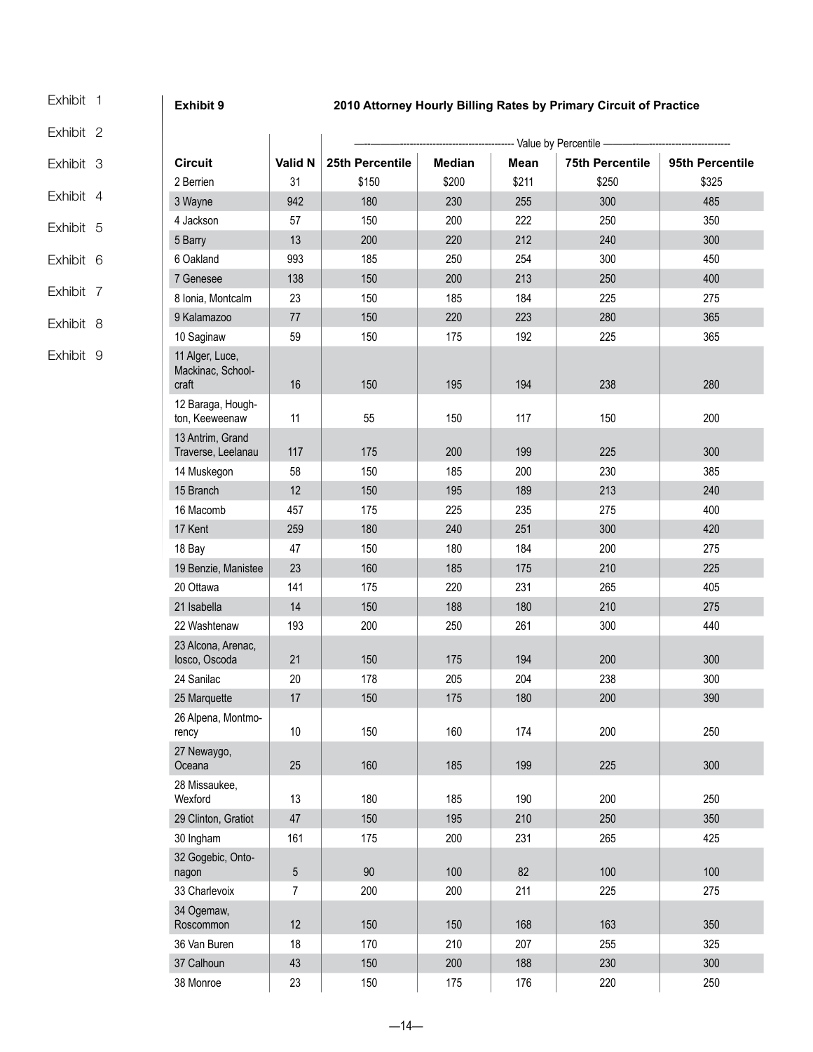Exhibit 1

Exhibit 2

Exhibit 3

Exhibit 4

Exhibit 5

Exhibit 6

Exhibit 7

Exhibit 8

Exhibit 9

**Exhibit 9** **2010 Attorney Hourly Billing Rates by Primary Circuit of Practice**

| | | Value by Percentile | | | | |
|---|---|---|---|---|---|---|
| **Circuit** | **Valid N** | **25th Percentile** | **Median** | **Mean** | **75th Percentile** | **95th Percentile** |
| 2 Berrien | 31 | $150 | $200 | $211 | $250 | $325 |
| 3 Wayne | 942 | 180 | 230 | 255 | 300 | 485 |
| 4 Jackson | 57 | 150 | 200 | 222 | 250 | 350 |
| 5 Barry | 13 | 200 | 220 | 212 | 240 | 300 |
| 6 Oakland | 993 | 185 | 250 | 254 | 300 | 450 |
| 7 Genesee | 138 | 150 | 200 | 213 | 250 | 400 |
| 8 Ionia, Montcalm | 23 | 150 | 185 | 184 | 225 | 275 |
| 9 Kalamazoo | 77 | 150 | 220 | 223 | 280 | 365 |
| 10 Saginaw | 59 | 150 | 175 | 192 | 225 | 365 |
| 11 Alger, Luce, Mackinac, School-craft | 16 | 150 | 195 | 194 | 238 | 280 |
| 12 Baraga, Hough-ton, Keeweenaw | 11 | 55 | 150 | 117 | 150 | 200 |
| 13 Antrim, Grand Traverse, Leelanau | 117 | 175 | 200 | 199 | 225 | 300 |
| 14 Muskegon | 58 | 150 | 185 | 200 | 230 | 385 |
| 15 Branch | 12 | 150 | 195 | 189 | 213 | 240 |
| 16 Macomb | 457 | 175 | 225 | 235 | 275 | 400 |
| 17 Kent | 259 | 180 | 240 | 251 | 300 | 420 |
| 18 Bay | 47 | 150 | 180 | 184 | 200 | 275 |
| 19 Benzie, Manistee | 23 | 160 | 185 | 175 | 210 | 225 |
| 20 Ottawa | 141 | 175 | 220 | 231 | 265 | 405 |
| 21 Isabella | 14 | 150 | 188 | 180 | 210 | 275 |
| 22 Washtenaw | 193 | 200 | 250 | 261 | 300 | 440 |
| 23 Alcona, Arenac, Iosco, Oscoda | 21 | 150 | 175 | 194 | 200 | 300 |
| 24 Sanilac | 20 | 178 | 205 | 204 | 238 | 300 |
| 25 Marquette | 17 | 150 | 175 | 180 | 200 | 390 |
| 26 Alpena, Montmo-rency | 10 | 150 | 160 | 174 | 200 | 250 |
| 27 Newaygo, Oceana | 25 | 160 | 185 | 199 | 225 | 300 |
| 28 Missaukee, Wexford | 13 | 180 | 185 | 190 | 200 | 250 |
| 29 Clinton, Gratiot | 47 | 150 | 195 | 210 | 250 | 350 |
| 30 Ingham | 161 | 175 | 200 | 231 | 265 | 425 |
| 32 Gogebic, Onto-nagon | 5 | 90 | 100 | 82 | 100 | 100 |
| 33 Charlevoix | 7 | 200 | 200 | 211 | 225 | 275 |
| 34 Ogemaw, Roscommon | 12 | 150 | 150 | 168 | 163 | 350 |
| 36 Van Buren | 18 | 170 | 210 | 207 | 255 | 325 |
| 37 Calhoun | 43 | 150 | 200 | 188 | 230 | 300 |
| 38 Monroe | 23 | 150 | 175 | 176 | 220 | 250 |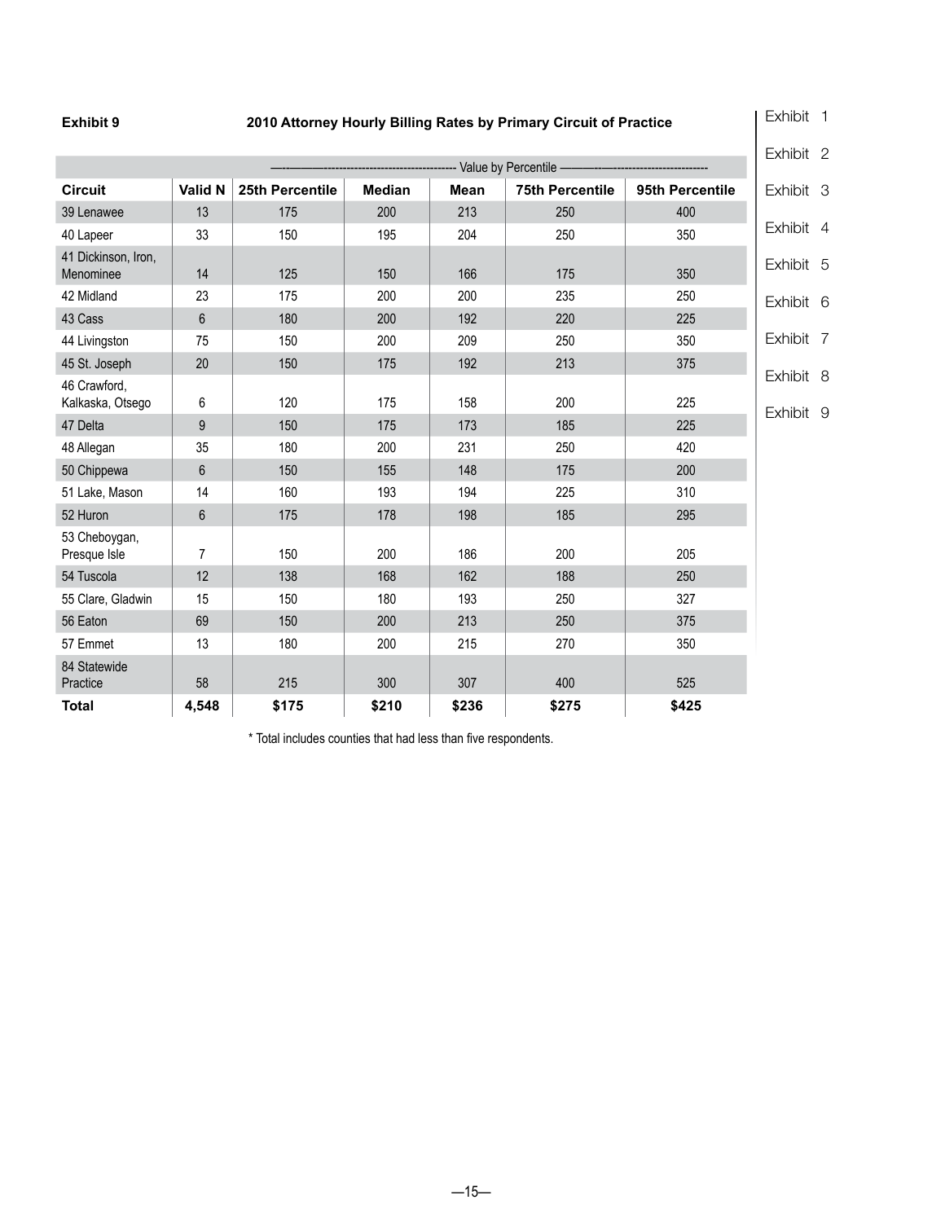**Exhibit 9** 

## 2010 Attorney Hourly Billing Rates by Primary Circuit of Practice

| | | Value by Percentile | | | | |
|---|---|---|---|---|---|---|
| **Circuit** | **Valid N** | **25th Percentile** | **Median** | **Mean** | **75th Percentile** | **95th Percentile** |
| 39 Lenawee | 13 | 175 | 200 | 213 | 250 | 400 |
| 40 Lapeer | 33 | 150 | 195 | 204 | 250 | 350 |
| 41 Dickinson, Iron, Menominee | 14 | 125 | 150 | 166 | 175 | 350 |
| 42 Midland | 23 | 175 | 200 | 200 | 235 | 250 |
| 43 Cass | 6 | 180 | 200 | 192 | 220 | 225 |
| 44 Livingston | 75 | 150 | 200 | 209 | 250 | 350 |
| 45 St. Joseph | 20 | 150 | 175 | 192 | 213 | 375 |
| 46 Crawford, Kalkaska, Otsego | 6 | 120 | 175 | 158 | 200 | 225 |
| 47 Delta | 9 | 150 | 175 | 173 | 185 | 225 |
| 48 Allegan | 35 | 180 | 200 | 231 | 250 | 420 |
| 50 Chippewa | 6 | 150 | 155 | 148 | 175 | 200 |
| 51 Lake, Mason | 14 | 160 | 193 | 194 | 225 | 310 |
| 52 Huron | 6 | 175 | 178 | 198 | 185 | 295 |
| 53 Cheboygan, Presque Isle | 7 | 150 | 200 | 186 | 200 | 205 |
| 54 Tuscola | 12 | 138 | 168 | 162 | 188 | 250 |
| 55 Clare, Gladwin | 15 | 150 | 180 | 193 | 250 | 327 |
| 56 Eaton | 69 | 150 | 200 | 213 | 250 | 375 |
| 57 Emmet | 13 | 180 | 200 | 215 | 270 | 350 |
| 84 Statewide Practice | 58 | 215 | 300 | 307 | 400 | 525 |
| **Total** | **4,548** | **$175** | **$210** | **$236** | **$275** | **$425** |

* Total includes counties that had less than five respondents.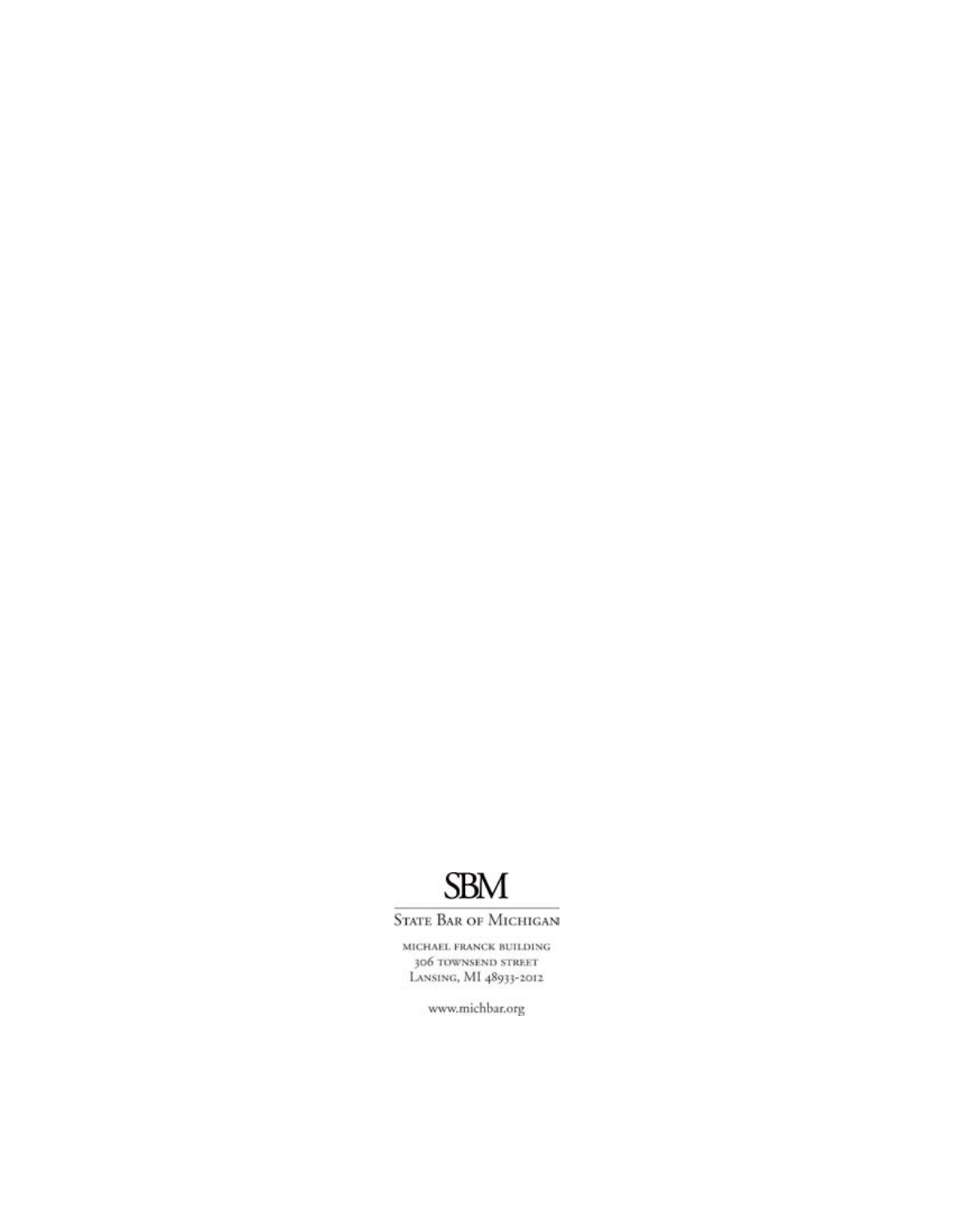SBM

State Bar of Michigan

michael franck building
306 townsend street
Lansing, MI 48933-2012

www.michbar.org